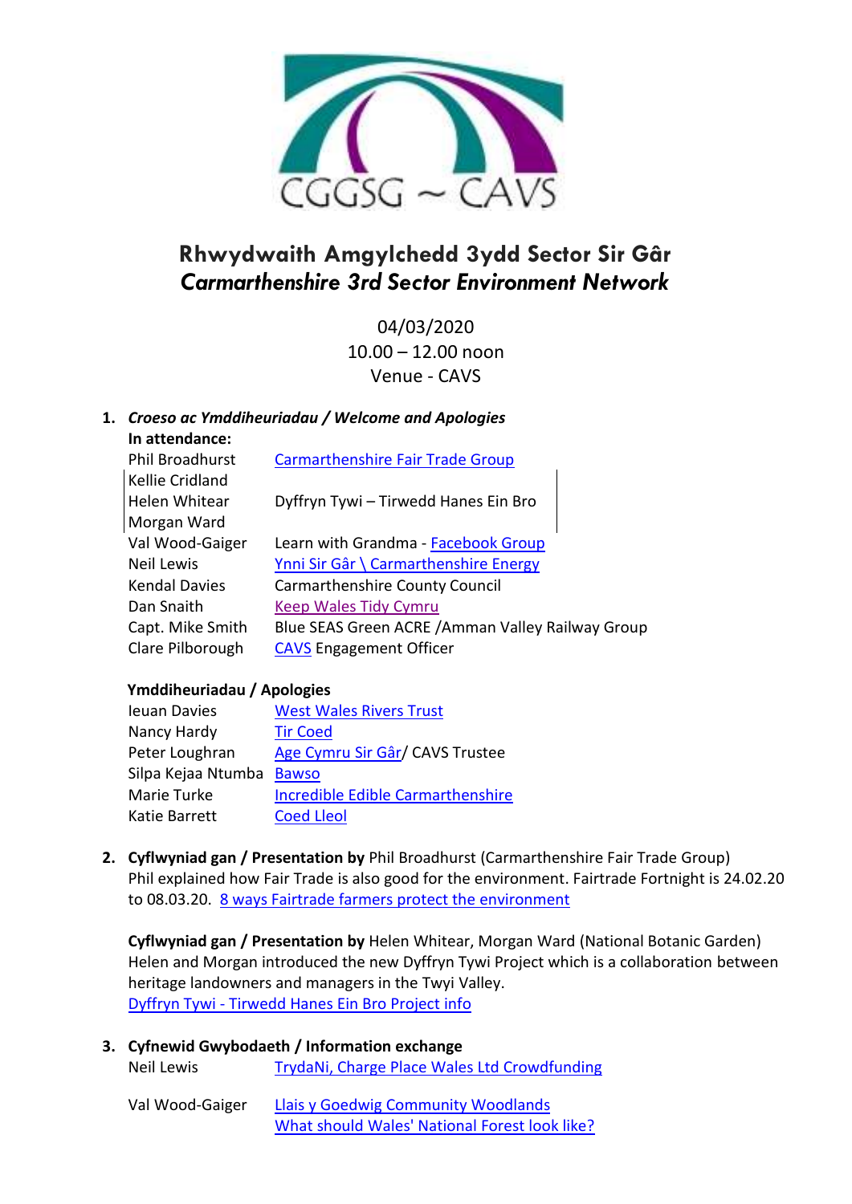CGGSG ~ CAVS

# Rhwydwaith Amgylchedd 3ydd Sector Sir Gâr
## *Carmarthenshire 3rd Sector Environment Network*

04/03/2020
10.00 – 12.00 noon
Venue - CAVS

1. ***Croeso ac Ymddiheuriadau / Welcome and Apologies***

**In attendance:**

| | |
|---|---|
| Phil Broadhurst | Carmarthenshire Fair Trade Group |
| Kellie Cridland | |
| Helen Whitear | Dyffryn Tywi – Tirwedd Hanes Ein Bro |
| Morgan Ward | |
| Val Wood-Gaiger | Learn with Grandma - Facebook Group |
| Neil Lewis | Ynni Sir Gâr \ Carmarthenshire Energy |
| Kendal Davies | Carmarthenshire County Council |
| Dan Snaith | Keep Wales Tidy Cymru |
| Capt. Mike Smith | Blue SEAS Green ACRE /Amman Valley Railway Group |
| Clare Pilborough | CAVS Engagement Officer |

**Ymddiheuriadau / Apologies**

| | |
|---|---|
| Ieuan Davies | West Wales Rivers Trust |
| Nancy Hardy | Tir Coed |
| Peter Loughran | Age Cymru Sir Gâr/ CAVS Trustee |
| Silpa Kejaa Ntumba | Bawso |
| Marie Turke | Incredible Edible Carmarthenshire |
| Katie Barrett | Coed Lleol |

2. **Cyflwyniad gan / Presentation by** Phil Broadhurst (Carmarthenshire Fair Trade Group)
Phil explained how Fair Trade is also good for the environment. Fairtrade Fortnight is 24.02.20 to 08.03.20. 8 ways Fairtrade farmers protect the environment

   **Cyflwyniad gan / Presentation by** Helen Whitear, Morgan Ward (National Botanic Garden)
Helen and Morgan introduced the new Dyffryn Tywi Project which is a collaboration between heritage landowners and managers in the Twyi Valley.
Dyffryn Tywi - Tirwedd Hanes Ein Bro Project info

3. **Cyfnewid Gwybodaeth / Information exchange**

| | |
|---|---|
| Neil Lewis | TrydaNi, Charge Place Wales Ltd Crowdfunding |
| Val Wood-Gaiger | Llais y Goedwig Community Woodlands<br>What should Wales' National Forest look like? |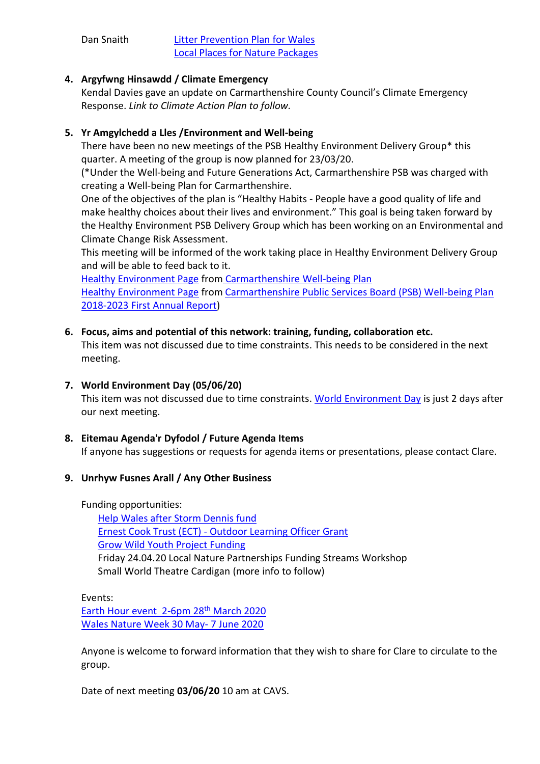Dan Snaith    Litter Prevention Plan for Wales
              Local Places for Nature Packages

4. **Argyfwng Hinsawdd / Climate Emergency**

   Kendal Davies gave an update on Carmarthenshire County Council's Climate Emergency Response. *Link to Climate Action Plan to follow.*

5. **Yr Amgylchedd a Lles /Environment and Well-being**

   There have been no new meetings of the PSB Healthy Environment Delivery Group* this quarter. A meeting of the group is now planned for 23/03/20.

   (*Under the Well-being and Future Generations Act, Carmarthenshire PSB was charged with creating a Well-being Plan for Carmarthenshire.

   One of the objectives of the plan is "Healthy Habits - People have a good quality of life and make healthy choices about their lives and environment." This goal is being taken forward by the Healthy Environment PSB Delivery Group which has been working on an Environmental and Climate Change Risk Assessment.

   This meeting will be informed of the work taking place in Healthy Environment Delivery Group and will be able to feed back to it.

   Healthy Environment Page from Carmarthenshire Well-being Plan

   Healthy Environment Page from Carmarthenshire Public Services Board (PSB) Well-being Plan 2018-2023 First Annual Report)

6. **Focus, aims and potential of this network: training, funding, collaboration etc.**

   This item was not discussed due to time constraints. This needs to be considered in the next meeting.

7. **World Environment Day (05/06/20)**

   This item was not discussed due to time constraints. World Environment Day is just 2 days after our next meeting.

8. **Eitemau Agenda'r Dyfodol / Future Agenda Items**

   If anyone has suggestions or requests for agenda items or presentations, please contact Clare.

9. **Unrhyw Fusnes Arall / Any Other Business**

   Funding opportunities:

   - Help Wales after Storm Dennis fund
   - Ernest Cook Trust (ECT) - Outdoor Learning Officer Grant
   - Grow Wild Youth Project Funding
   - Friday 24.04.20 Local Nature Partnerships Funding Streams Workshop
   - Small World Theatre Cardigan (more info to follow)

   Events:

   Earth Hour event 2-6pm 28th March 2020

   Wales Nature Week 30 May- 7 June 2020

   Anyone is welcome to forward information that they wish to share for Clare to circulate to the group.

   Date of next meeting **03/06/20** 10 am at CAVS.